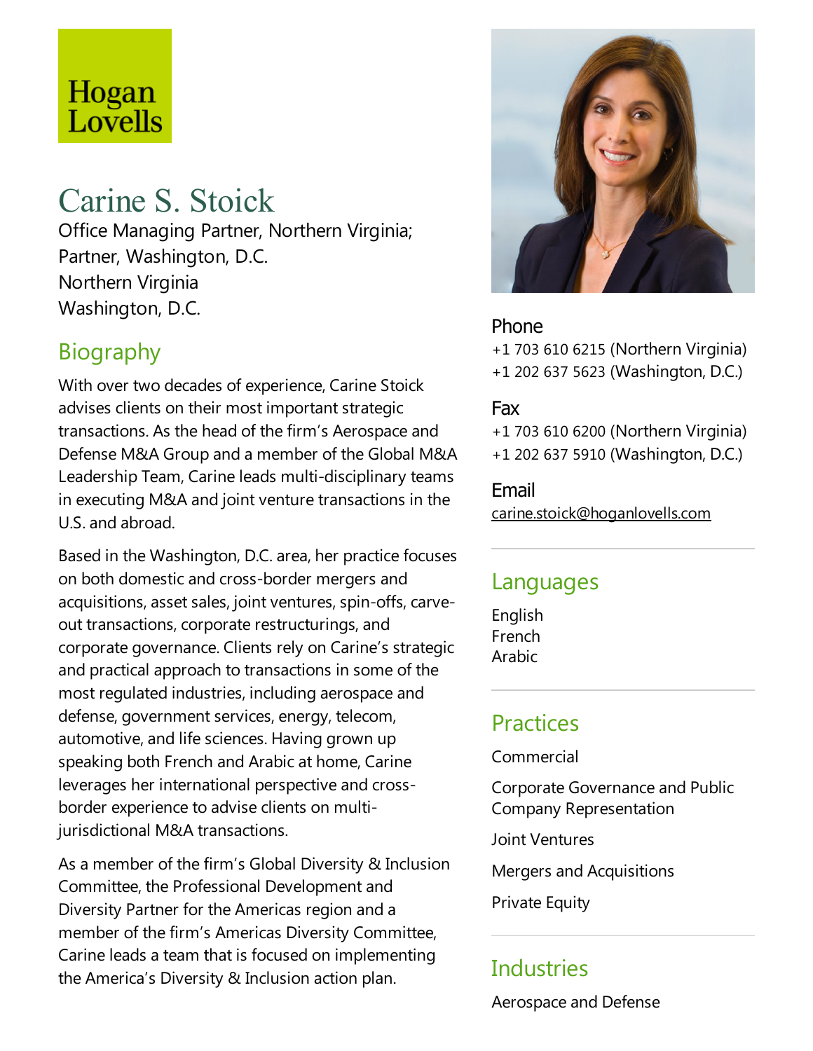Hogan Lovells

# Carine S. Stoick

Office Managing Partner, Northern Virginia;
Partner, Washington, D.C.
Northern Virginia
Washington, D.C.

## Biography

With over two decades of experience, Carine Stoick advises clients on their most important strategic transactions. As the head of the firm's Aerospace and Defense M&A Group and a member of the Global M&A Leadership Team, Carine leads multi-disciplinary teams in executing M&A and joint venture transactions in the U.S. and abroad.

Based in the Washington, D.C. area, her practice focuses on both domestic and cross-border mergers and acquisitions, asset sales, joint ventures, spin-offs, carve-out transactions, corporate restructurings, and corporate governance. Clients rely on Carine's strategic and practical approach to transactions in some of the most regulated industries, including aerospace and defense, government services, energy, telecom, automotive, and life sciences. Having grown up speaking both French and Arabic at home, Carine leverages her international perspective and cross-border experience to advise clients on multi-jurisdictional M&A transactions.

As a member of the firm's Global Diversity & Inclusion Committee, the Professional Development and Diversity Partner for the Americas region and a member of the firm's Americas Diversity Committee, Carine leads a team that is focused on implementing the America's Diversity & Inclusion action plan.

### Phone

+1 703 610 6215 (Northern Virginia)
+1 202 637 5623 (Washington, D.C.)

### Fax

+1 703 610 6200 (Northern Virginia)
+1 202 637 5910 (Washington, D.C.)

### Email

carine.stoick@hoganlovells.com

## Languages

English
French
Arabic

## Practices

Commercial

Corporate Governance and Public Company Representation

Joint Ventures

Mergers and Acquisitions

Private Equity

## Industries

Aerospace and Defense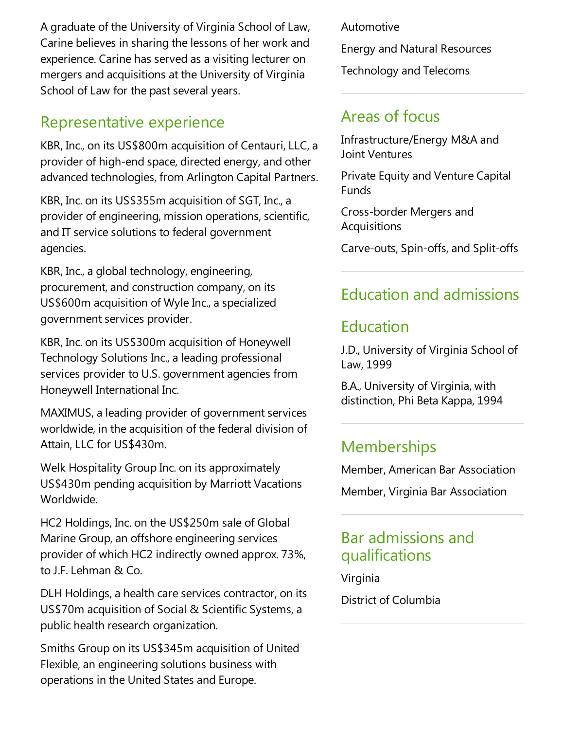A graduate of the University of Virginia School of Law, Carine believes in sharing the lessons of her work and experience. Carine has served as a visiting lecturer on mergers and acquisitions at the University of Virginia School of Law for the past several years.

## Representative experience

KBR, Inc., on its US$800m acquisition of Centauri, LLC, a provider of high-end space, directed energy, and other advanced technologies, from Arlington Capital Partners.

KBR, Inc. on its US$355m acquisition of SGT, Inc., a provider of engineering, mission operations, scientific, and IT service solutions to federal government agencies.

KBR, Inc., a global technology, engineering, procurement, and construction company, on its US$600m acquisition of Wyle Inc., a specialized government services provider.

KBR, Inc. on its US$300m acquisition of Honeywell Technology Solutions Inc., a leading professional services provider to U.S. government agencies from Honeywell International Inc.

MAXIMUS, a leading provider of government services worldwide, in the acquisition of the federal division of Attain, LLC for US$430m.

Welk Hospitality Group Inc. on its approximately US$430m pending acquisition by Marriott Vacations Worldwide.

HC2 Holdings, Inc. on the US$250m sale of Global Marine Group, an offshore engineering services provider of which HC2 indirectly owned approx. 73%, to J.F. Lehman & Co.

DLH Holdings, a health care services contractor, on its US$70m acquisition of Social & Scientific Systems, a public health research organization.

Smiths Group on its US$345m acquisition of United Flexible, an engineering solutions business with operations in the United States and Europe.

Automotive

Energy and Natural Resources

Technology and Telecoms

## Areas of focus

Infrastructure/Energy M&A and Joint Ventures

Private Equity and Venture Capital Funds

Cross-border Mergers and Acquisitions

Carve-outs, Spin-offs, and Split-offs

## Education and admissions

### Education

J.D., University of Virginia School of Law, 1999

B.A., University of Virginia, with distinction, Phi Beta Kappa, 1994

### Memberships

Member, American Bar Association

Member, Virginia Bar Association

### Bar admissions and qualifications

Virginia

District of Columbia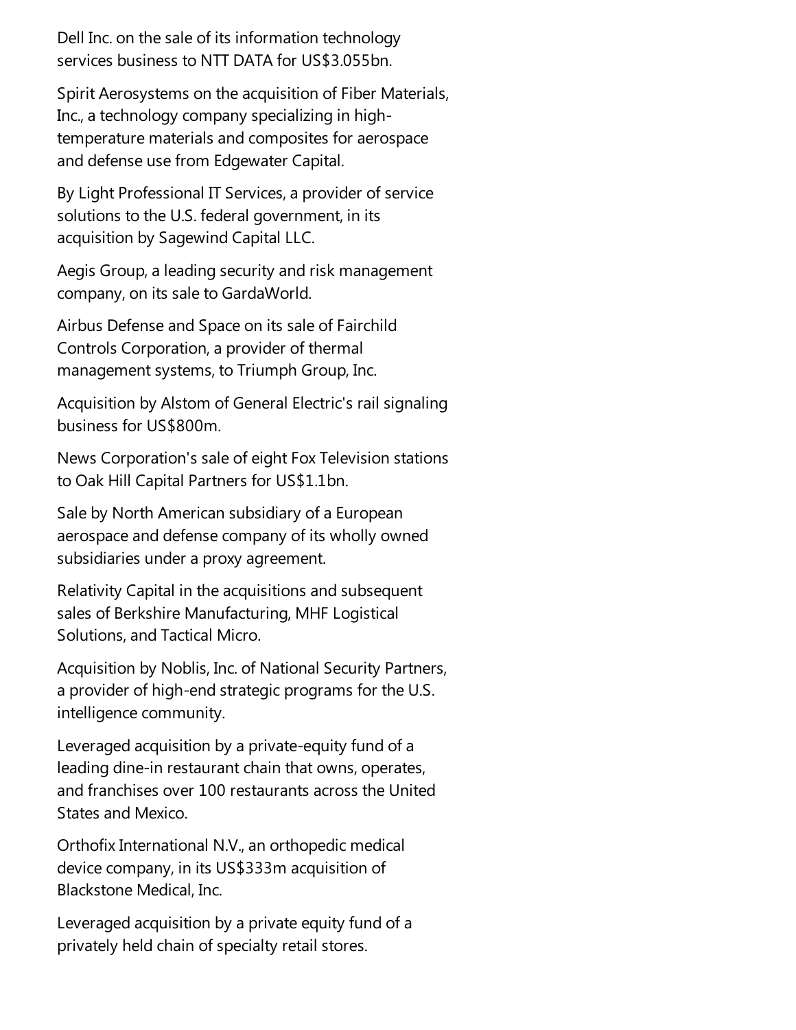Dell Inc. on the sale of its information technology services business to NTT DATA for US$3.055bn.

Spirit Aerosystems on the acquisition of Fiber Materials, Inc., a technology company specializing in high-temperature materials and composites for aerospace and defense use from Edgewater Capital.

By Light Professional IT Services, a provider of service solutions to the U.S. federal government, in its acquisition by Sagewind Capital LLC.

Aegis Group, a leading security and risk management company, on its sale to GardaWorld.

Airbus Defense and Space on its sale of Fairchild Controls Corporation, a provider of thermal management systems, to Triumph Group, Inc.

Acquisition by Alstom of General Electric's rail signaling business for US$800m.

News Corporation's sale of eight Fox Television stations to Oak Hill Capital Partners for US$1.1bn.

Sale by North American subsidiary of a European aerospace and defense company of its wholly owned subsidiaries under a proxy agreement.

Relativity Capital in the acquisitions and subsequent sales of Berkshire Manufacturing, MHF Logistical Solutions, and Tactical Micro.

Acquisition by Noblis, Inc. of National Security Partners, a provider of high-end strategic programs for the U.S. intelligence community.

Leveraged acquisition by a private-equity fund of a leading dine-in restaurant chain that owns, operates, and franchises over 100 restaurants across the United States and Mexico.

Orthofix International N.V., an orthopedic medical device company, in its US$333m acquisition of Blackstone Medical, Inc.

Leveraged acquisition by a private equity fund of a privately held chain of specialty retail stores.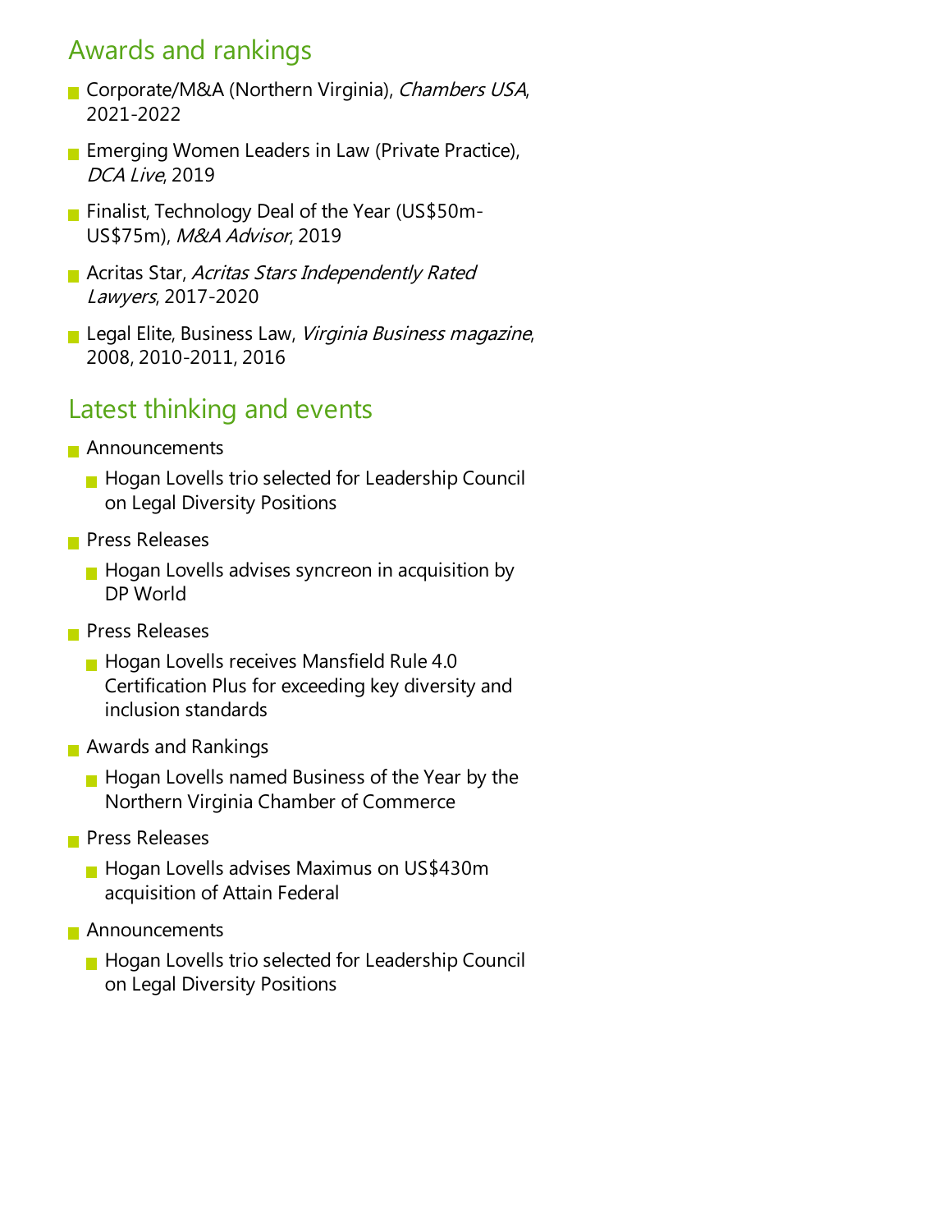## Awards and rankings

- Corporate/M&A (Northern Virginia), *Chambers USA*, 2021-2022
- Emerging Women Leaders in Law (Private Practice), *DCA Live*, 2019
- Finalist, Technology Deal of the Year (US$50m-US$75m), *M&A Advisor*, 2019
- Acritas Star, *Acritas Stars Independently Rated Lawyers*, 2017-2020
- Legal Elite, Business Law, *Virginia Business magazine*, 2008, 2010-2011, 2016

## Latest thinking and events

- Announcements
  - Hogan Lovells trio selected for Leadership Council on Legal Diversity Positions
- Press Releases
  - Hogan Lovells advises syncreon in acquisition by DP World
- Press Releases
  - Hogan Lovells receives Mansfield Rule 4.0 Certification Plus for exceeding key diversity and inclusion standards
- Awards and Rankings
  - Hogan Lovells named Business of the Year by the Northern Virginia Chamber of Commerce
- Press Releases
  - Hogan Lovells advises Maximus on US$430m acquisition of Attain Federal
- Announcements
  - Hogan Lovells trio selected for Leadership Council on Legal Diversity Positions